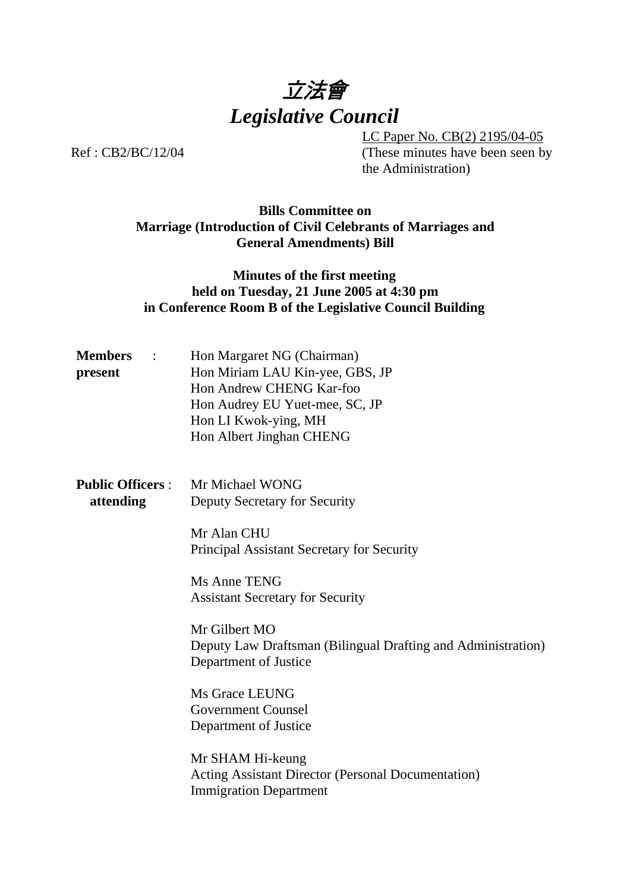# 立法會
# *Legislative Council*

LC Paper No. CB(2) 2195/04-05
(These minutes have been seen by the Administration)

Ref : CB2/BC/12/04

**Bills Committee on**
**Marriage (Introduction of Civil Celebrants of Marriages and General Amendments) Bill**

**Minutes of the first meeting**
**held on Tuesday, 21 June 2005 at 4:30 pm**
**in Conference Room B of the Legislative Council Building**

**Members present** :

Hon Margaret NG (Chairman)
Hon Miriam LAU Kin-yee, GBS, JP
Hon Andrew CHENG Kar-foo
Hon Audrey EU Yuet-mee, SC, JP
Hon LI Kwok-ying, MH
Hon Albert Jinghan CHENG

**Public Officers attending** :

Mr Michael WONG
Deputy Secretary for Security

Mr Alan CHU
Principal Assistant Secretary for Security

Ms Anne TENG
Assistant Secretary for Security

Mr Gilbert MO
Deputy Law Draftsman (Bilingual Drafting and Administration)
Department of Justice

Ms Grace LEUNG
Government Counsel
Department of Justice

Mr SHAM Hi-keung
Acting Assistant Director (Personal Documentation)
Immigration Department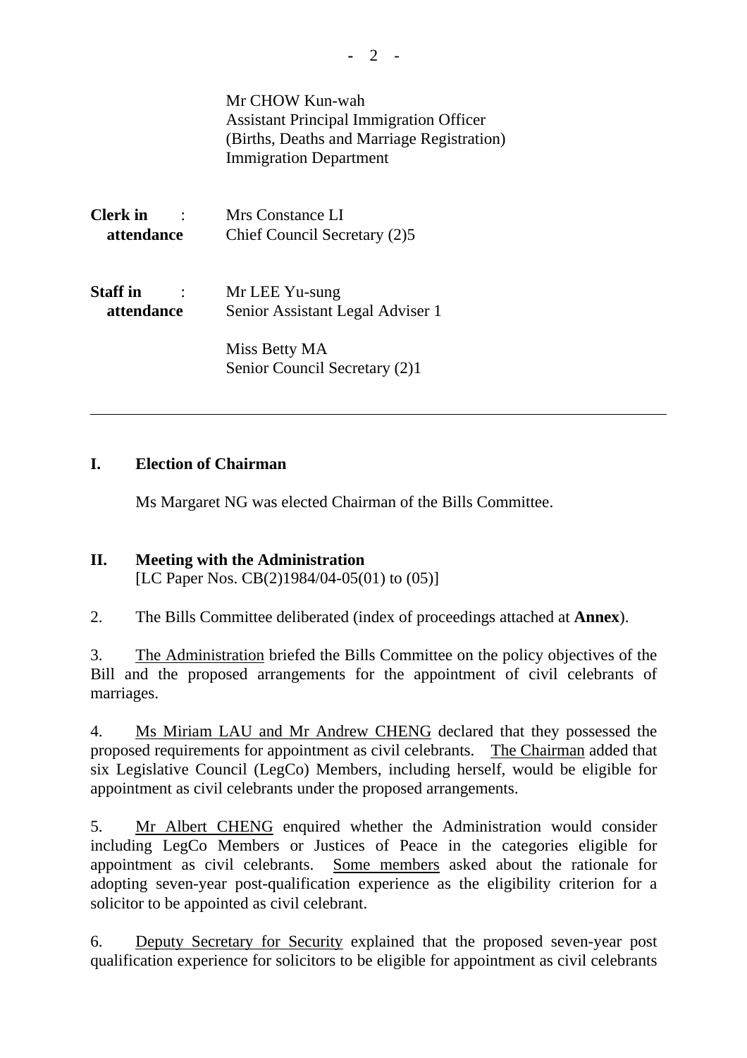Mr CHOW Kun-wah
Assistant Principal Immigration Officer
(Births, Deaths and Marriage Registration)
Immigration Department

**Clerk in attendance** : Mrs Constance LI
Chief Council Secretary (2)5

**Staff in attendance** : Mr LEE Yu-sung
Senior Assistant Legal Adviser 1

Miss Betty MA
Senior Council Secretary (2)1

---

## I. Election of Chairman

Ms Margaret NG was elected Chairman of the Bills Committee.

## II. Meeting with the Administration

[LC Paper Nos. CB(2)1984/04-05(01) to (05)]

2. The Bills Committee deliberated (index of proceedings attached at **Annex**).

3. The Administration briefed the Bills Committee on the policy objectives of the Bill and the proposed arrangements for the appointment of civil celebrants of marriages.

4. Ms Miriam LAU and Mr Andrew CHENG declared that they possessed the proposed requirements for appointment as civil celebrants. The Chairman added that six Legislative Council (LegCo) Members, including herself, would be eligible for appointment as civil celebrants under the proposed arrangements.

5. Mr Albert CHENG enquired whether the Administration would consider including LegCo Members or Justices of Peace in the categories eligible for appointment as civil celebrants. Some members asked about the rationale for adopting seven-year post-qualification experience as the eligibility criterion for a solicitor to be appointed as civil celebrant.

6. Deputy Secretary for Security explained that the proposed seven-year post qualification experience for solicitors to be eligible for appointment as civil celebrants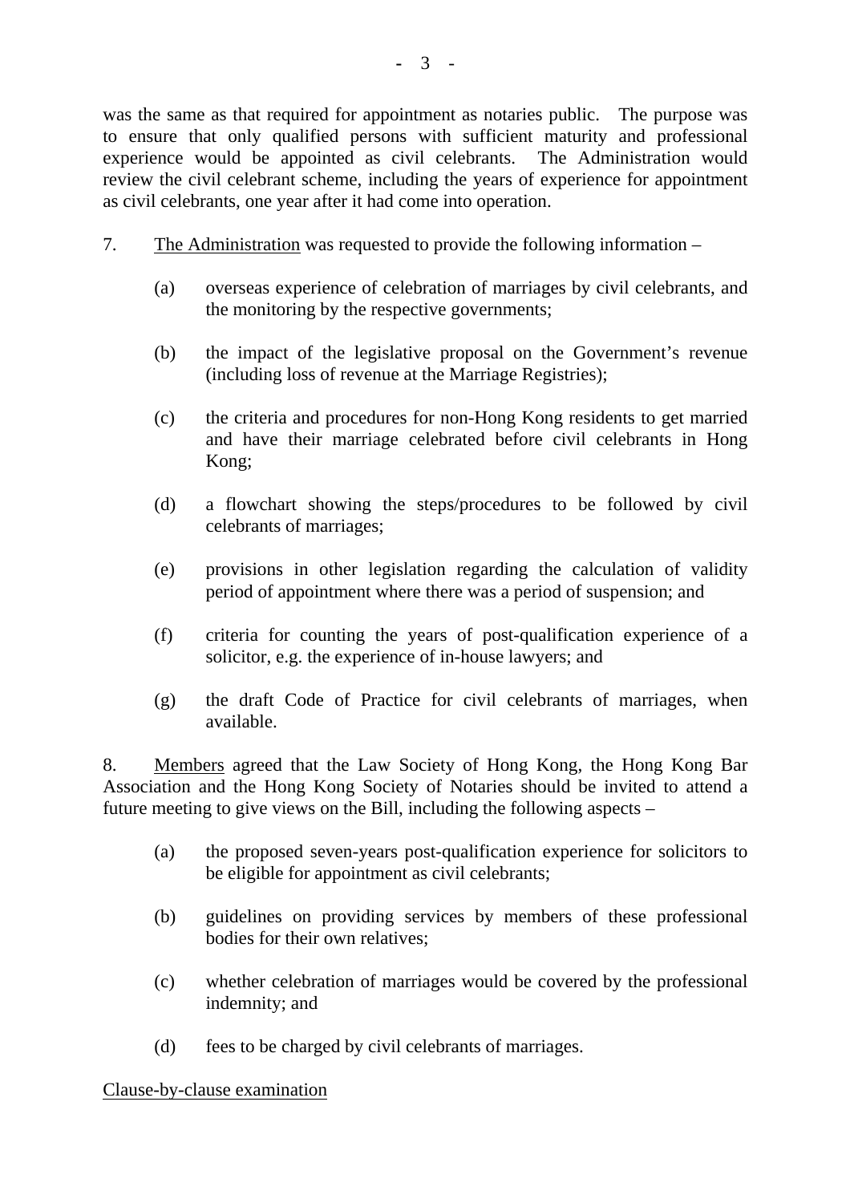was the same as that required for appointment as notaries public. The purpose was to ensure that only qualified persons with sufficient maturity and professional experience would be appointed as civil celebrants. The Administration would review the civil celebrant scheme, including the years of experience for appointment as civil celebrants, one year after it had come into operation.

7. The Administration was requested to provide the following information –

(a) overseas experience of celebration of marriages by civil celebrants, and the monitoring by the respective governments;

(b) the impact of the legislative proposal on the Government's revenue (including loss of revenue at the Marriage Registries);

(c) the criteria and procedures for non-Hong Kong residents to get married and have their marriage celebrated before civil celebrants in Hong Kong;

(d) a flowchart showing the steps/procedures to be followed by civil celebrants of marriages;

(e) provisions in other legislation regarding the calculation of validity period of appointment where there was a period of suspension; and

(f) criteria for counting the years of post-qualification experience of a solicitor, e.g. the experience of in-house lawyers; and

(g) the draft Code of Practice for civil celebrants of marriages, when available.

8. Members agreed that the Law Society of Hong Kong, the Hong Kong Bar Association and the Hong Kong Society of Notaries should be invited to attend a future meeting to give views on the Bill, including the following aspects –

(a) the proposed seven-years post-qualification experience for solicitors to be eligible for appointment as civil celebrants;

(b) guidelines on providing services by members of these professional bodies for their own relatives;

(c) whether celebration of marriages would be covered by the professional indemnity; and

(d) fees to be charged by civil celebrants of marriages.

Clause-by-clause examination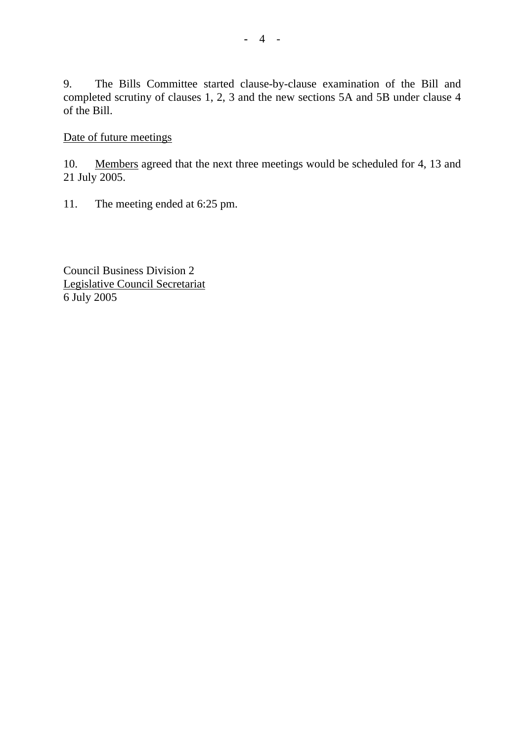9. The Bills Committee started clause-by-clause examination of the Bill and completed scrutiny of clauses 1, 2, 3 and the new sections 5A and 5B under clause 4 of the Bill.

<u>Date of future meetings</u>

10. <u>Members</u> agreed that the next three meetings would be scheduled for 4, 13 and 21 July 2005.

11. The meeting ended at 6:25 pm.

Council Business Division 2
<u>Legislative Council Secretariat</u>
6 July 2005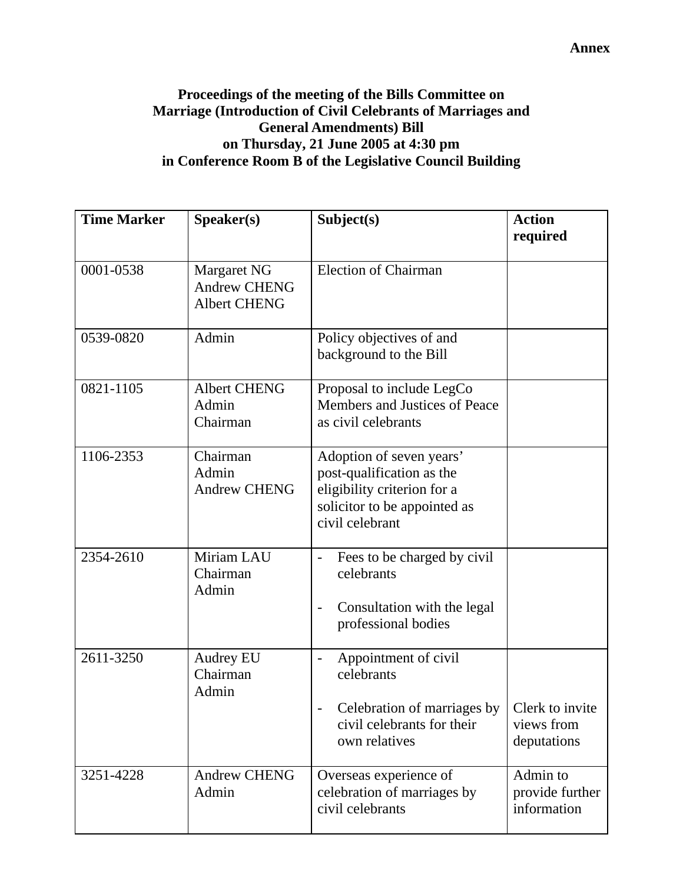**Annex**

**Proceedings of the meeting of the Bills Committee on Marriage (Introduction of Civil Celebrants of Marriages and General Amendments) Bill on Thursday, 21 June 2005 at 4:30 pm in Conference Room B of the Legislative Council Building**

| Time Marker | Speaker(s) | Subject(s) | Action required |
|---|---|---|---|
| 0001-0538 | Margaret NG<br>Andrew CHENG<br>Albert CHENG | Election of Chairman | |
| 0539-0820 | Admin | Policy objectives of and background to the Bill | |
| 0821-1105 | Albert CHENG<br>Admin<br>Chairman | Proposal to include LegCo Members and Justices of Peace as civil celebrants | |
| 1106-2353 | Chairman<br>Admin<br>Andrew CHENG | Adoption of seven years' post-qualification as the eligibility criterion for a solicitor to be appointed as civil celebrant | |
| 2354-2610 | Miriam LAU<br>Chairman<br>Admin | - Fees to be charged by civil celebrants<br>- Consultation with the legal professional bodies | |
| 2611-3250 | Audrey EU<br>Chairman<br>Admin | - Appointment of civil celebrants<br>- Celebration of marriages by civil celebrants for their own relatives | Clerk to invite views from deputations |
| 3251-4228 | Andrew CHENG<br>Admin | Overseas experience of celebration of marriages by civil celebrants | Admin to provide further information |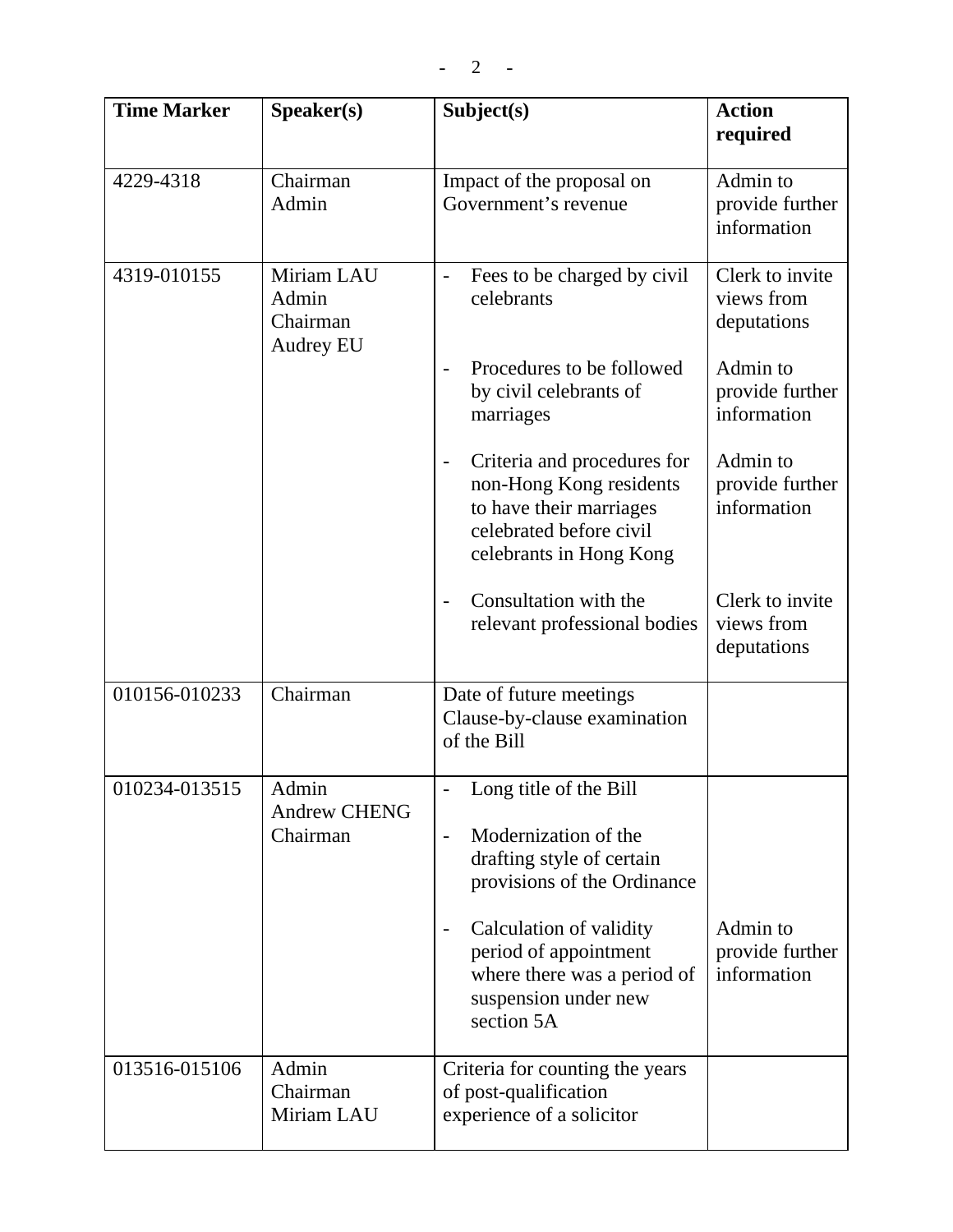| Time Marker | Speaker(s) | Subject(s) | Action required |
|---|---|---|---|
| 4229-4318 | Chairman<br>Admin | Impact of the proposal on Government's revenue | Admin to provide further information |
| 4319-010155 | Miriam LAU<br>Admin<br>Chairman<br>Audrey EU | - Fees to be charged by civil celebrants<br><br>- Procedures to be followed by civil celebrants of marriages<br><br>- Criteria and procedures for non-Hong Kong residents to have their marriages celebrated before civil celebrants in Hong Kong<br><br>- Consultation with the relevant professional bodies | Clerk to invite views from deputations<br><br>Admin to provide further information<br><br>Admin to provide further information<br><br>Clerk to invite views from deputations |
| 010156-010233 | Chairman | Date of future meetings<br>Clause-by-clause examination of the Bill | |
| 010234-013515 | Admin<br>Andrew CHENG<br>Chairman | - Long title of the Bill<br><br>- Modernization of the drafting style of certain provisions of the Ordinance<br><br>- Calculation of validity period of appointment where there was a period of suspension under new section 5A | Admin to provide further information |
| 013516-015106 | Admin<br>Chairman<br>Miriam LAU | Criteria for counting the years of post-qualification experience of a solicitor | |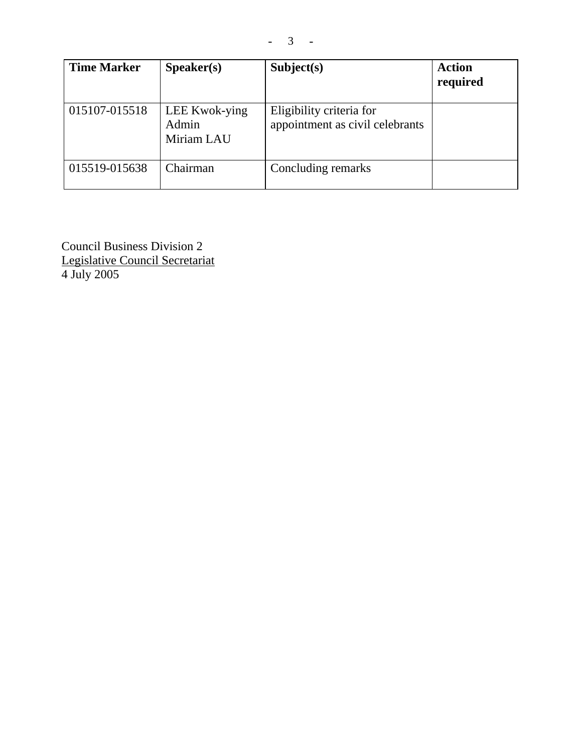| Time Marker | Speaker(s) | Subject(s) | Action required |
|---|---|---|---|
| 015107-015518 | LEE Kwok-ying<br>Admin<br>Miriam LAU | Eligibility criteria for appointment as civil celebrants | |
| 015519-015638 | Chairman | Concluding remarks | |

Council Business Division 2
Legislative Council Secretariat
4 July 2005